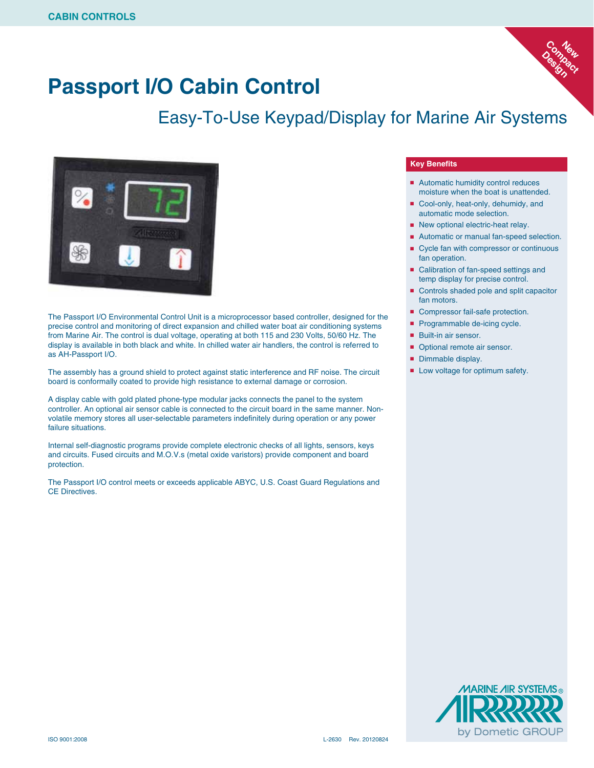CABIN CONTROLS

New Compact Design

# Passport I/O Cabin Control

## Easy-To-Use Keypad/Display for Marine Air Systems

The Passport I/O Environmental Control Unit is a microprocessor based controller, designed for the precise control and monitoring of direct expansion and chilled water boat air conditioning systems from Marine Air. The control is dual voltage, operating at both 115 and 230 Volts, 50/60 Hz. The display is available in both black and white. In chilled water air handlers, the control is referred to as AH-Passport I/O.

The assembly has a ground shield to protect against static interference and RF noise. The circuit board is conformally coated to provide high resistance to external damage or corrosion.

A display cable with gold plated phone-type modular jacks connects the panel to the system controller. An optional air sensor cable is connected to the circuit board in the same manner. Non-volatile memory stores all user-selectable parameters indefinitely during operation or any power failure situations.

Internal self-diagnostic programs provide complete electronic checks of all lights, sensors, keys and circuits. Fused circuits and M.O.V.s (metal oxide varistors) provide component and board protection.

The Passport I/O control meets or exceeds applicable ABYC, U.S. Coast Guard Regulations and CE Directives.

### Key Benefits

- Automatic humidity control reduces moisture when the boat is unattended.
- Cool-only, heat-only, dehumidy, and automatic mode selection.
- New optional electric-heat relay.
- Automatic or manual fan-speed selection.
- Cycle fan with compressor or continuous fan operation.
- Calibration of fan-speed settings and temp display for precise control.
- Controls shaded pole and split capacitor fan motors.
- Compressor fail-safe protection.
- Programmable de-icing cycle.
- Built-in air sensor.
- Optional remote air sensor.
- Dimmable display.
- Low voltage for optimum safety.

MARINE AIR SYSTEMS® by Dometic GROUP

ISO 9001:2008

L-2630 Rev. 20120824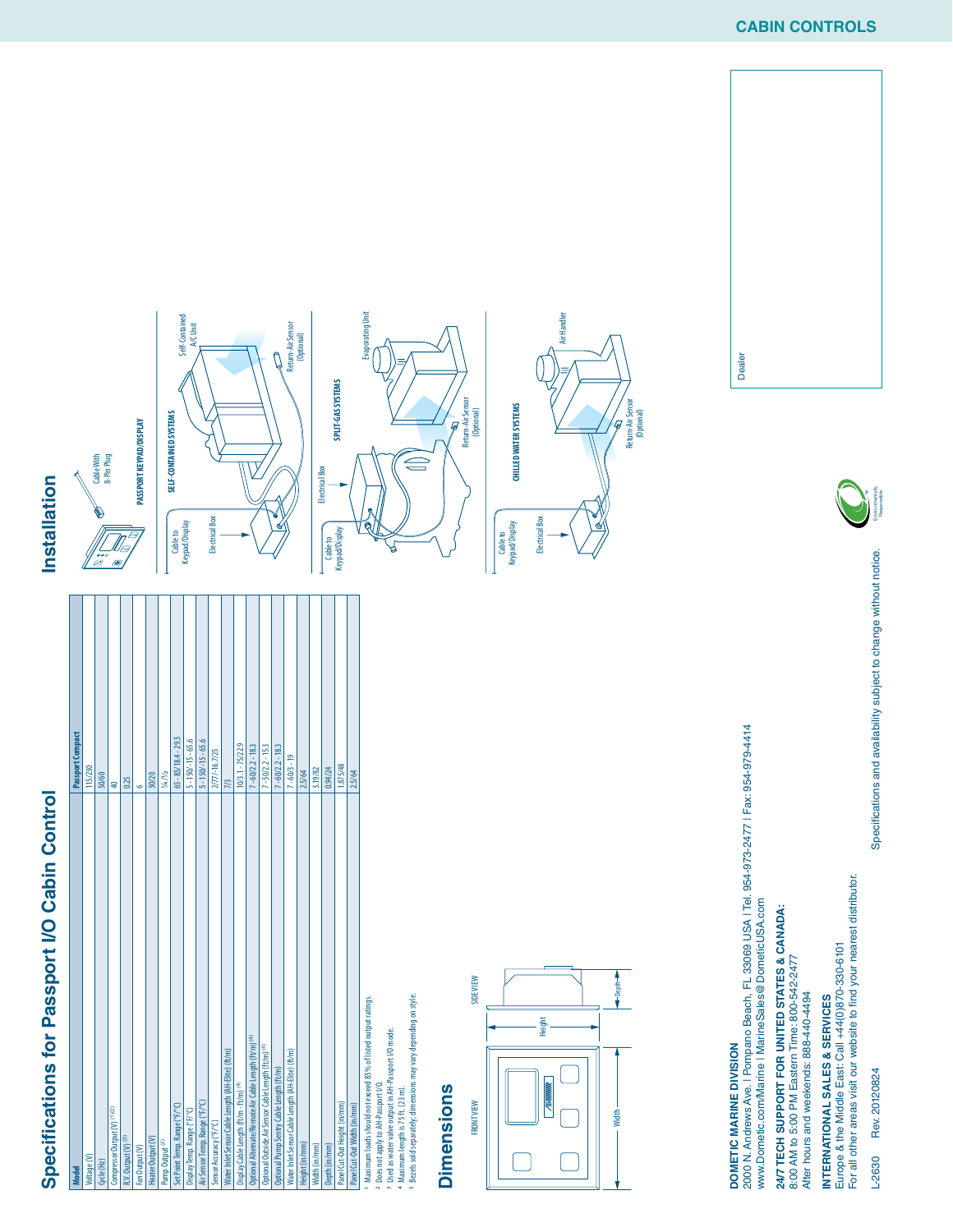# Specifications for Passport I/O Cabin Control

| Model | Passport Compact |
|---|---|
| Voltage (V) | 115/230 |
| Cycle (Hz) | 50/60 |
| Compressor Output (V) [1][2] | 40 |
| R.V. Output (V) [3] | 0.25 |
| Fan Output (V) | 6 |
| Heater Output (V) | 30/20 |
| Pump Output [2] | ¼ /½ |
| Set Point Temp. Range (°F/°C) | 65 - 85/18.4 - 29.5 |
| Display Temp. Range (°F/°C) | 5 - 150/-15 - 65.6 |
| Air Sensor Temp. Range (°F/°C) | 5 - 150/-15 - 65.6 |
| Sensor Accuracy (°F/°C) | 2/77/-16.7/25 |
| Water Inlet Sensor Cable Length (AH-Elite) (ft/m) | 7/3 |
| Display Cable Length (ft/m - ft/m) [4] | 10/3.1 - 75/22.9 |
| Optional Alternate/Remote Air Cable Length (ft/m) [4] | 7 - 60/2.2 - 18.3 |
| Optional Outside Air Sensor Cable Length (ft/m) [4] | 7 - 50/2.2 - 15.3 |
| Optional Pump Sentry Cable Length (ft/m) | 7 - 60/2.2 - 18.3 |
| Water Inlet Sensor Cable Length (AH-Elite) (ft/m) | 7 - 60/3 - 19 |
| Height (in/mm) | 2.5/64 |
| Width (in/mm) | 3.19/82 |
| Depth (in/mm) | 0.94/24 |
| Panel Cut-Out Height (in/mm) | 1.875/48 |
| Panel Cut-Out Width (in/mm) | 2.5/64 |

1 Maximum loads should not exceed 85% of listed output ratings.
2 Does not apply to AH-Passport I/O.
3 Used as water valve output in AH-Passport I/O mode.
4 Maximum length is 75 ft. (23 m).
5 Bezels sold separately; dimensions may vary depending on style.

# Dimensions

FRONT VIEW

SIDE VIEW

Width

Height

Depth

# Installation

Cable With 8-Pin Plug

PASSPORT KEYPAD/DISPLAY

SELF-CONTAINED SYSTEMS

Cable to Keypad/Display

Electrical Box

Self-Contained A/C Unit

Return-Air Sensor (Optional)

SPLIT-GAS SYSTEMS

Cable to Keypad/Display

Electrical Box

Evaporating Unit

Return-Air Sensor (Optional)

CHILLED WATER SYSTEMS

Cable to Keypad/Display

Electrical Box

Air Handler

Return-Air Sensor (Optional)

Dealer

**DOMETIC MARINE DIVISION**
2000 N. Andrews Ave. | Pompano Beach, FL 33069 USA | Tel. 954-973-2477 | Fax: 954-979-4414
www.Dometic.com/Marine | MarineSales@DometicUSA.com

**24/7 TECH SUPPORT FOR UNITED STATES & CANADA:**
8:00 AM to 5:00 PM Eastern Time: 800-542-2477
After hours and weekends: 888-440-4494

**INTERNATIONAL SALES & SERVICES**
Europe & the Middle East: Call +44(0)870-330-6101
For all other areas visit our website to find your nearest distributor.

L-2630 Rev. 20120824

Specifications and availability subject to change without notice.